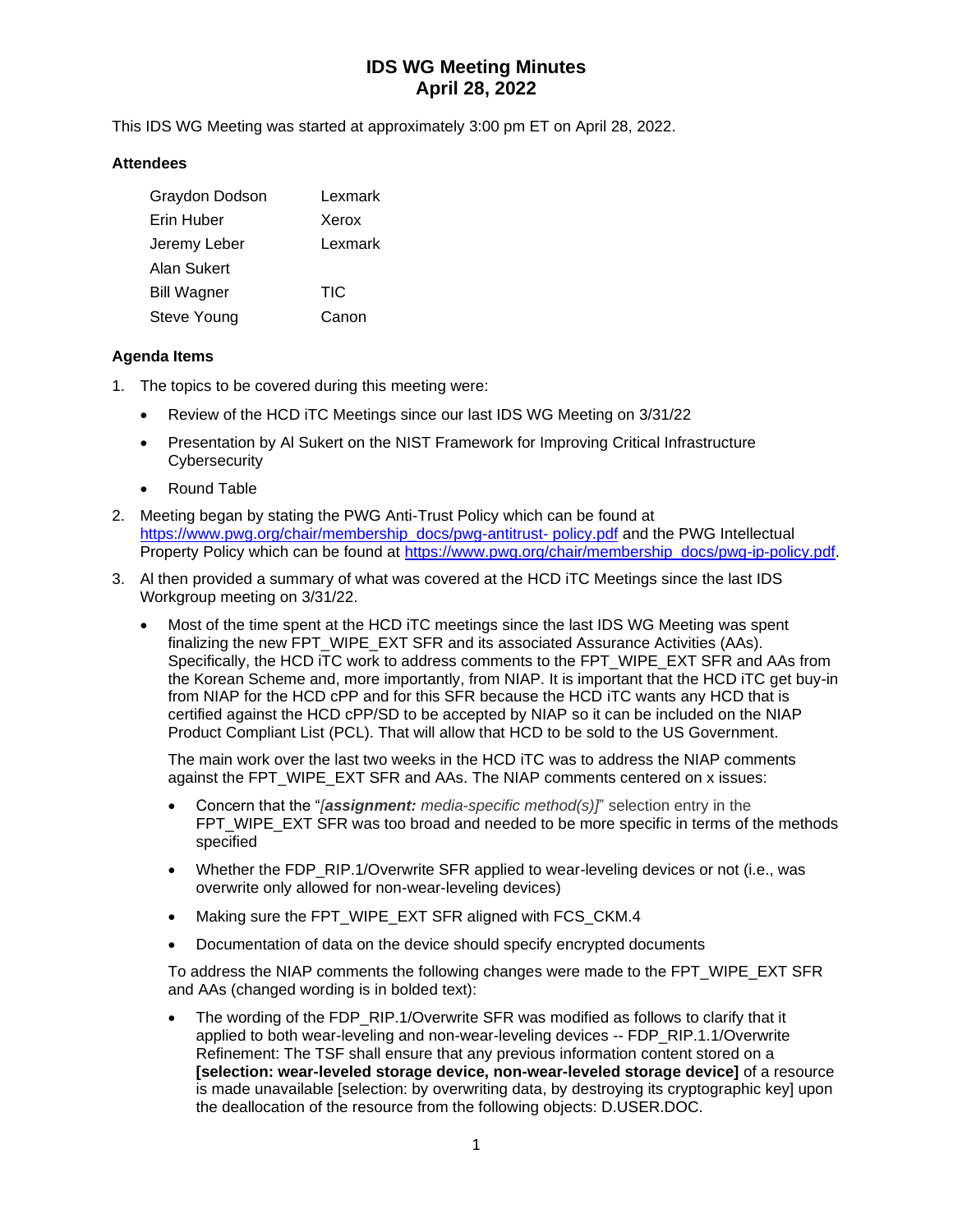# IDS WG Meeting Minutes
# April 28, 2022

This IDS WG Meeting was started at approximately 3:00 pm ET on April 28, 2022.

### Attendees

| | |
|---|---|
| Graydon Dodson | Lexmark |
| Erin Huber | Xerox |
| Jeremy Leber | Lexmark |
| Alan Sukert | |
| Bill Wagner | TIC |
| Steve Young | Canon |

### Agenda Items

1. The topics to be covered during this meeting were:
   - Review of the HCD iTC Meetings since our last IDS WG Meeting on 3/31/22
   - Presentation by Al Sukert on the NIST Framework for Improving Critical Infrastructure Cybersecurity
   - Round Table
2. Meeting began by stating the PWG Anti-Trust Policy which can be found at https://www.pwg.org/chair/membership_docs/pwg-antitrust- policy.pdf and the PWG Intellectual Property Policy which can be found at https://www.pwg.org/chair/membership_docs/pwg-ip-policy.pdf.
3. Al then provided a summary of what was covered at the HCD iTC Meetings since the last IDS Workgroup meeting on 3/31/22.
   - Most of the time spent at the HCD iTC meetings since the last IDS WG Meeting was spent finalizing the new FPT_WIPE_EXT SFR and its associated Assurance Activities (AAs). Specifically, the HCD iTC work to address comments to the FPT_WIPE_EXT SFR and AAs from the Korean Scheme and, more importantly, from NIAP. It is important that the HCD iTC get buy-in from NIAP for the HCD cPP and for this SFR because the HCD iTC wants any HCD that is certified against the HCD cPP/SD to be accepted by NIAP so it can be included on the NIAP Product Compliant List (PCL). That will allow that HCD to be sold to the US Government.

     The main work over the last two weeks in the HCD iTC was to address the NIAP comments against the FPT_WIPE_EXT SFR and AAs. The NIAP comments centered on x issues:

     - Concern that the "*[**assignment:** media-specific method(s)]*" selection entry in the FPT_WIPE_EXT SFR was too broad and needed to be more specific in terms of the methods specified
     - Whether the FDP_RIP.1/Overwrite SFR applied to wear-leveling devices or not (i.e., was overwrite only allowed for non-wear-leveling devices)
     - Making sure the FPT_WIPE_EXT SFR aligned with FCS_CKM.4
     - Documentation of data on the device should specify encrypted documents

     To address the NIAP comments the following changes were made to the FPT_WIPE_EXT SFR and AAs (changed wording is in bolded text):

     - The wording of the FDP_RIP.1/Overwrite SFR was modified as follows to clarify that it applied to both wear-leveling and non-wear-leveling devices -- FDP_RIP.1.1/Overwrite Refinement: The TSF shall ensure that any previous information content stored on a **[selection: wear-leveled storage device, non-wear-leveled storage device]** of a resource is made unavailable [selection: by overwriting data, by destroying its cryptographic key] upon the deallocation of the resource from the following objects: D.USER.DOC.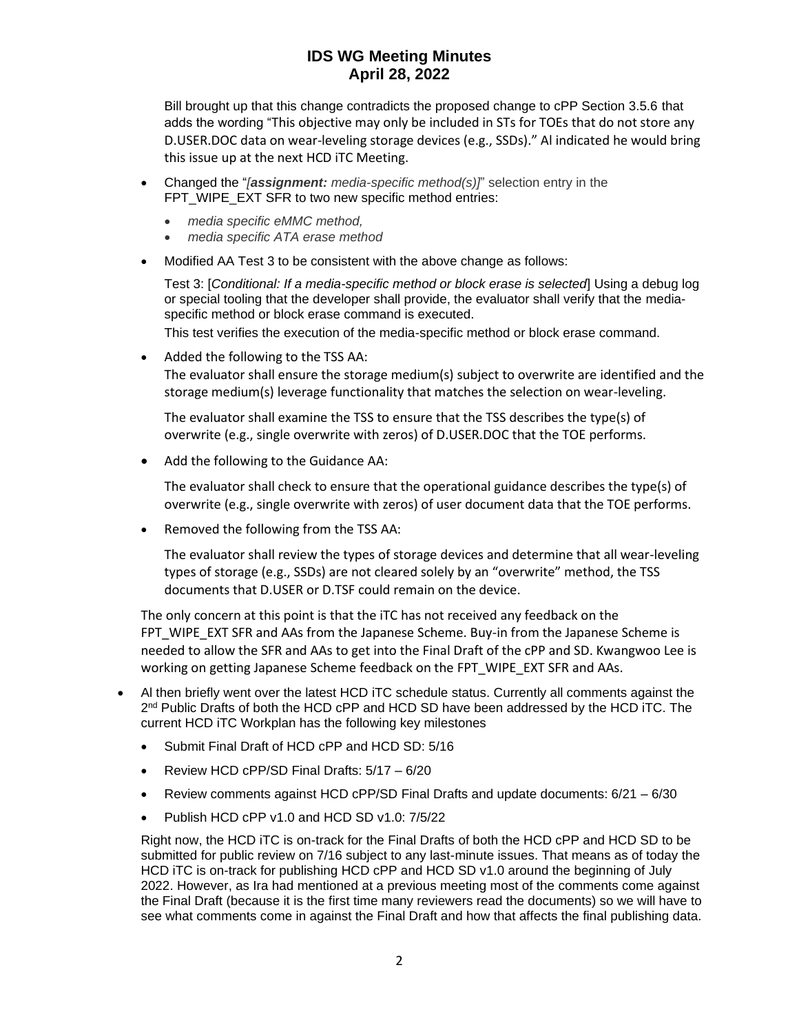Bill brought up that this change contradicts the proposed change to cPP Section 3.5.6 that adds the wording "This objective may only be included in STs for TOEs that do not store any D.USER.DOC data on wear-leveling storage devices (e.g., SSDs)." Al indicated he would bring this issue up at the next HCD iTC Meeting.

- Changed the "*[**assignment:** media-specific method(s)]*" selection entry in the FPT_WIPE_EXT SFR to two new specific method entries:
  - *media specific eMMC method,*
  - *media specific ATA erase method*
- Modified AA Test 3 to be consistent with the above change as follows:

  Test 3: [*Conditional: If a media-specific method or block erase is selected*] Using a debug log or special tooling that the developer shall provide, the evaluator shall verify that the media-specific method or block erase command is executed.

  This test verifies the execution of the media-specific method or block erase command.
- Added the following to the TSS AA:

  The evaluator shall ensure the storage medium(s) subject to overwrite are identified and the storage medium(s) leverage functionality that matches the selection on wear-leveling.

  The evaluator shall examine the TSS to ensure that the TSS describes the type(s) of overwrite (e.g., single overwrite with zeros) of D.USER.DOC that the TOE performs.
- Add the following to the Guidance AA:

  The evaluator shall check to ensure that the operational guidance describes the type(s) of overwrite (e.g., single overwrite with zeros) of user document data that the TOE performs.
- Removed the following from the TSS AA:

  The evaluator shall review the types of storage devices and determine that all wear-leveling types of storage (e.g., SSDs) are not cleared solely by an "overwrite" method, the TSS documents that D.USER or D.TSF could remain on the device.

The only concern at this point is that the iTC has not received any feedback on the FPT_WIPE_EXT SFR and AAs from the Japanese Scheme. Buy-in from the Japanese Scheme is needed to allow the SFR and AAs to get into the Final Draft of the cPP and SD. Kwangwoo Lee is working on getting Japanese Scheme feedback on the FPT_WIPE_EXT SFR and AAs.

- Al then briefly went over the latest HCD iTC schedule status. Currently all comments against the 2nd Public Drafts of both the HCD cPP and HCD SD have been addressed by the HCD iTC. The current HCD iTC Workplan has the following key milestones
  - Submit Final Draft of HCD cPP and HCD SD: 5/16
  - Review HCD cPP/SD Final Drafts: 5/17 – 6/20
  - Review comments against HCD cPP/SD Final Drafts and update documents: 6/21 – 6/30
  - Publish HCD cPP v1.0 and HCD SD v1.0: 7/5/22

  Right now, the HCD iTC is on-track for the Final Drafts of both the HCD cPP and HCD SD to be submitted for public review on 7/16 subject to any last-minute issues. That means as of today the HCD iTC is on-track for publishing HCD cPP and HCD SD v1.0 around the beginning of July 2022. However, as Ira had mentioned at a previous meeting most of the comments come against the Final Draft (because it is the first time many reviewers read the documents) so we will have to see what comments come in against the Final Draft and how that affects the final publishing data.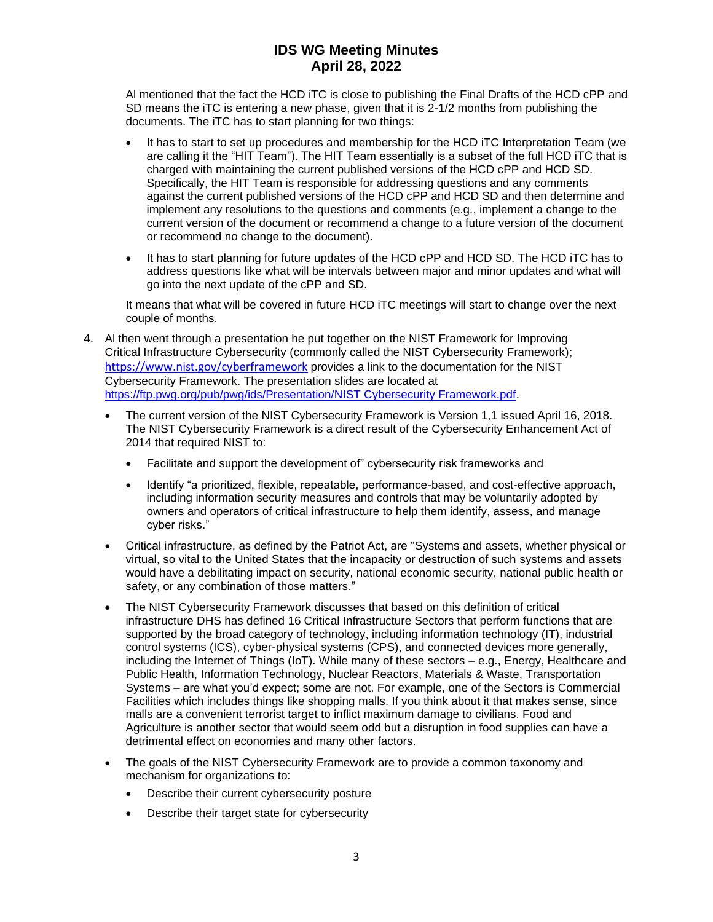Al mentioned that the fact the HCD iTC is close to publishing the Final Drafts of the HCD cPP and SD means the iTC is entering a new phase, given that it is 2-1/2 months from publishing the documents. The iTC has to start planning for two things:

- It has to start to set up procedures and membership for the HCD iTC Interpretation Team (we are calling it the "HIT Team"). The HIT Team essentially is a subset of the full HCD iTC that is charged with maintaining the current published versions of the HCD cPP and HCD SD. Specifically, the HIT Team is responsible for addressing questions and any comments against the current published versions of the HCD cPP and HCD SD and then determine and implement any resolutions to the questions and comments (e.g., implement a change to the current version of the document or recommend a change to a future version of the document or recommend no change to the document).
- It has to start planning for future updates of the HCD cPP and HCD SD. The HCD iTC has to address questions like what will be intervals between major and minor updates and what will go into the next update of the cPP and SD.

It means that what will be covered in future HCD iTC meetings will start to change over the next couple of months.

4. Al then went through a presentation he put together on the NIST Framework for Improving Critical Infrastructure Cybersecurity (commonly called the NIST Cybersecurity Framework); https://www.nist.gov/cyberframework provides a link to the documentation for the NIST Cybersecurity Framework. The presentation slides are located at https://ftp.pwg.org/pub/pwg/ids/Presentation/NIST Cybersecurity Framework.pdf.
   - The current version of the NIST Cybersecurity Framework is Version 1,1 issued April 16, 2018. The NIST Cybersecurity Framework is a direct result of the Cybersecurity Enhancement Act of 2014 that required NIST to:
     - Facilitate and support the development of" cybersecurity risk frameworks and
     - Identify "a prioritized, flexible, repeatable, performance-based, and cost-effective approach, including information security measures and controls that may be voluntarily adopted by owners and operators of critical infrastructure to help them identify, assess, and manage cyber risks."
   - Critical infrastructure, as defined by the Patriot Act, are "Systems and assets, whether physical or virtual, so vital to the United States that the incapacity or destruction of such systems and assets would have a debilitating impact on security, national economic security, national public health or safety, or any combination of those matters."
   - The NIST Cybersecurity Framework discusses that based on this definition of critical infrastructure DHS has defined 16 Critical Infrastructure Sectors that perform functions that are supported by the broad category of technology, including information technology (IT), industrial control systems (ICS), cyber-physical systems (CPS), and connected devices more generally, including the Internet of Things (IoT). While many of these sectors – e.g., Energy, Healthcare and Public Health, Information Technology, Nuclear Reactors, Materials & Waste, Transportation Systems – are what you'd expect; some are not. For example, one of the Sectors is Commercial Facilities which includes things like shopping malls. If you think about it that makes sense, since malls are a convenient terrorist target to inflict maximum damage to civilians. Food and Agriculture is another sector that would seem odd but a disruption in food supplies can have a detrimental effect on economies and many other factors.
   - The goals of the NIST Cybersecurity Framework are to provide a common taxonomy and mechanism for organizations to:
     - Describe their current cybersecurity posture
     - Describe their target state for cybersecurity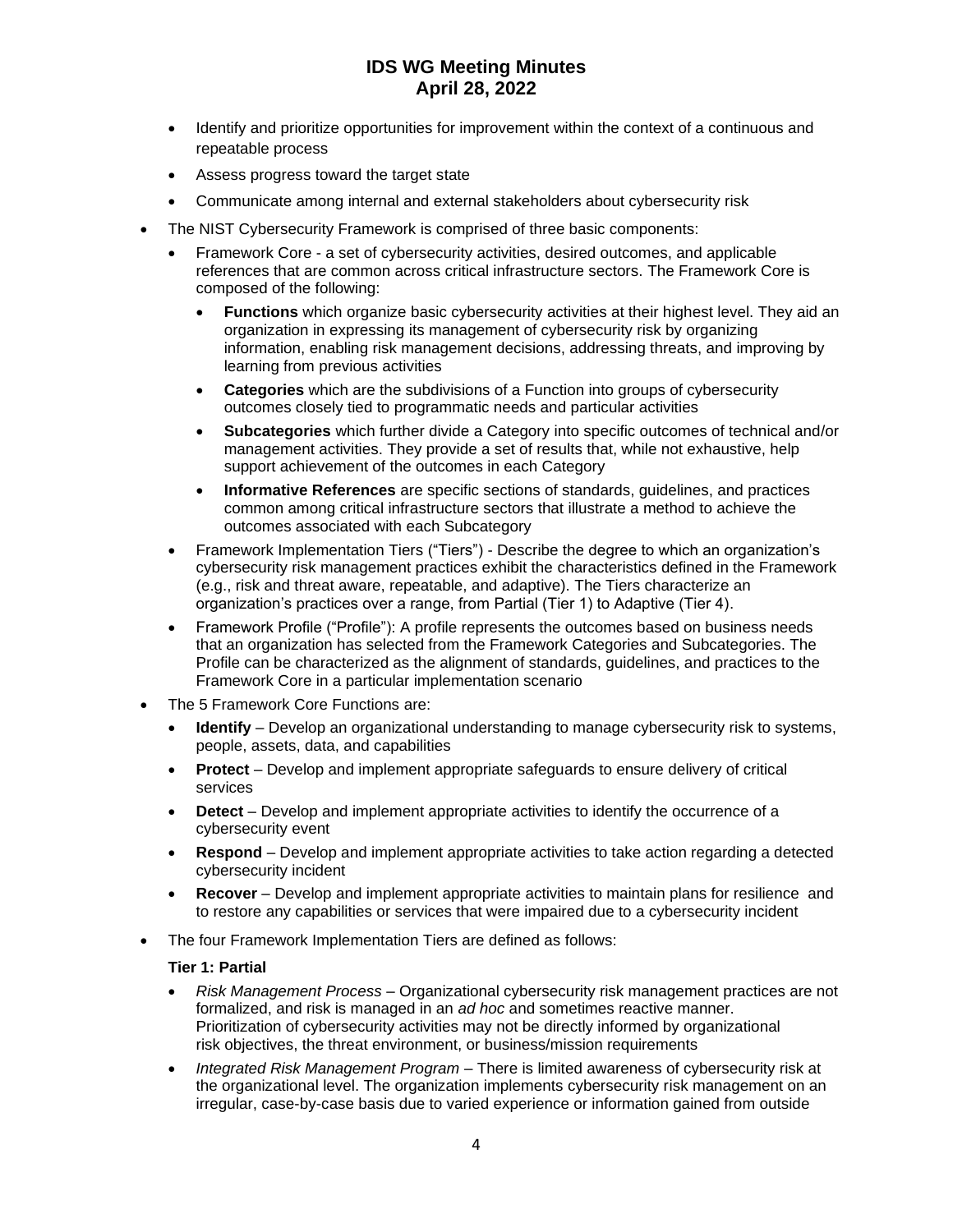- Identify and prioritize opportunities for improvement within the context of a continuous and repeatable process
- Assess progress toward the target state
- Communicate among internal and external stakeholders about cybersecurity risk

- The NIST Cybersecurity Framework is comprised of three basic components:
  - Framework Core - a set of cybersecurity activities, desired outcomes, and applicable references that are common across critical infrastructure sectors. The Framework Core is composed of the following:
    - **Functions** which organize basic cybersecurity activities at their highest level. They aid an organization in expressing its management of cybersecurity risk by organizing information, enabling risk management decisions, addressing threats, and improving by learning from previous activities
    - **Categories** which are the subdivisions of a Function into groups of cybersecurity outcomes closely tied to programmatic needs and particular activities
    - **Subcategories** which further divide a Category into specific outcomes of technical and/or management activities. They provide a set of results that, while not exhaustive, help support achievement of the outcomes in each Category
    - **Informative References** are specific sections of standards, guidelines, and practices common among critical infrastructure sectors that illustrate a method to achieve the outcomes associated with each Subcategory
  - Framework Implementation Tiers ("Tiers") - Describe the degree to which an organization's cybersecurity risk management practices exhibit the characteristics defined in the Framework (e.g., risk and threat aware, repeatable, and adaptive). The Tiers characterize an organization's practices over a range, from Partial (Tier 1) to Adaptive (Tier 4).
  - Framework Profile ("Profile"): A profile represents the outcomes based on business needs that an organization has selected from the Framework Categories and Subcategories. The Profile can be characterized as the alignment of standards, guidelines, and practices to the Framework Core in a particular implementation scenario

- The 5 Framework Core Functions are:
  - **Identify** – Develop an organizational understanding to manage cybersecurity risk to systems, people, assets, data, and capabilities
  - **Protect** – Develop and implement appropriate safeguards to ensure delivery of critical services
  - **Detect** – Develop and implement appropriate activities to identify the occurrence of a cybersecurity event
  - **Respond** – Develop and implement appropriate activities to take action regarding a detected cybersecurity incident
  - **Recover** – Develop and implement appropriate activities to maintain plans for resilience and to restore any capabilities or services that were impaired due to a cybersecurity incident

- The four Framework Implementation Tiers are defined as follows:

  **Tier 1: Partial**

  - *Risk Management Process* – Organizational cybersecurity risk management practices are not formalized, and risk is managed in an *ad hoc* and sometimes reactive manner. Prioritization of cybersecurity activities may not be directly informed by organizational risk objectives, the threat environment, or business/mission requirements
  - *Integrated Risk Management Program* – There is limited awareness of cybersecurity risk at the organizational level. The organization implements cybersecurity risk management on an irregular, case-by-case basis due to varied experience or information gained from outside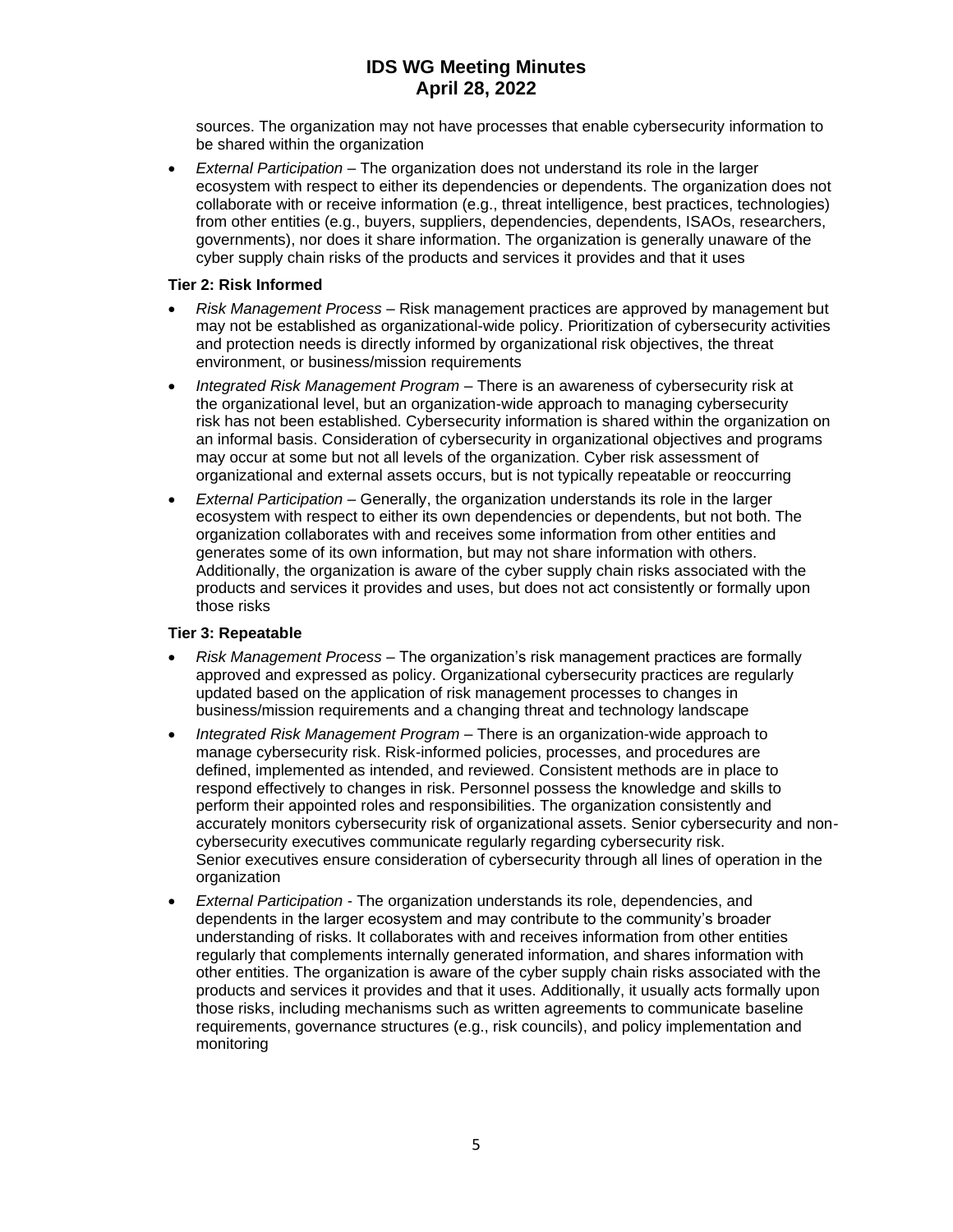sources. The organization may not have processes that enable cybersecurity information to be shared within the organization

- *External Participation* – The organization does not understand its role in the larger ecosystem with respect to either its dependencies or dependents. The organization does not collaborate with or receive information (e.g., threat intelligence, best practices, technologies) from other entities (e.g., buyers, suppliers, dependencies, dependents, ISAOs, researchers, governments), nor does it share information. The organization is generally unaware of the cyber supply chain risks of the products and services it provides and that it uses

**Tier 2: Risk Informed**

- *Risk Management Process* – Risk management practices are approved by management but may not be established as organizational-wide policy. Prioritization of cybersecurity activities and protection needs is directly informed by organizational risk objectives, the threat environment, or business/mission requirements
- *Integrated Risk Management Program* – There is an awareness of cybersecurity risk at the organizational level, but an organization-wide approach to managing cybersecurity risk has not been established. Cybersecurity information is shared within the organization on an informal basis. Consideration of cybersecurity in organizational objectives and programs may occur at some but not all levels of the organization. Cyber risk assessment of organizational and external assets occurs, but is not typically repeatable or reoccurring
- *External Participation* – Generally, the organization understands its role in the larger ecosystem with respect to either its own dependencies or dependents, but not both. The organization collaborates with and receives some information from other entities and generates some of its own information, but may not share information with others. Additionally, the organization is aware of the cyber supply chain risks associated with the products and services it provides and uses, but does not act consistently or formally upon those risks

**Tier 3: Repeatable**

- *Risk Management Process* – The organization's risk management practices are formally approved and expressed as policy. Organizational cybersecurity practices are regularly updated based on the application of risk management processes to changes in business/mission requirements and a changing threat and technology landscape
- *Integrated Risk Management Program* – There is an organization-wide approach to manage cybersecurity risk. Risk-informed policies, processes, and procedures are defined, implemented as intended, and reviewed. Consistent methods are in place to respond effectively to changes in risk. Personnel possess the knowledge and skills to perform their appointed roles and responsibilities. The organization consistently and accurately monitors cybersecurity risk of organizational assets. Senior cybersecurity and non-cybersecurity executives communicate regularly regarding cybersecurity risk. Senior executives ensure consideration of cybersecurity through all lines of operation in the organization
- *External Participation* - The organization understands its role, dependencies, and dependents in the larger ecosystem and may contribute to the community's broader understanding of risks. It collaborates with and receives information from other entities regularly that complements internally generated information, and shares information with other entities. The organization is aware of the cyber supply chain risks associated with the products and services it provides and that it uses. Additionally, it usually acts formally upon those risks, including mechanisms such as written agreements to communicate baseline requirements, governance structures (e.g., risk councils), and policy implementation and monitoring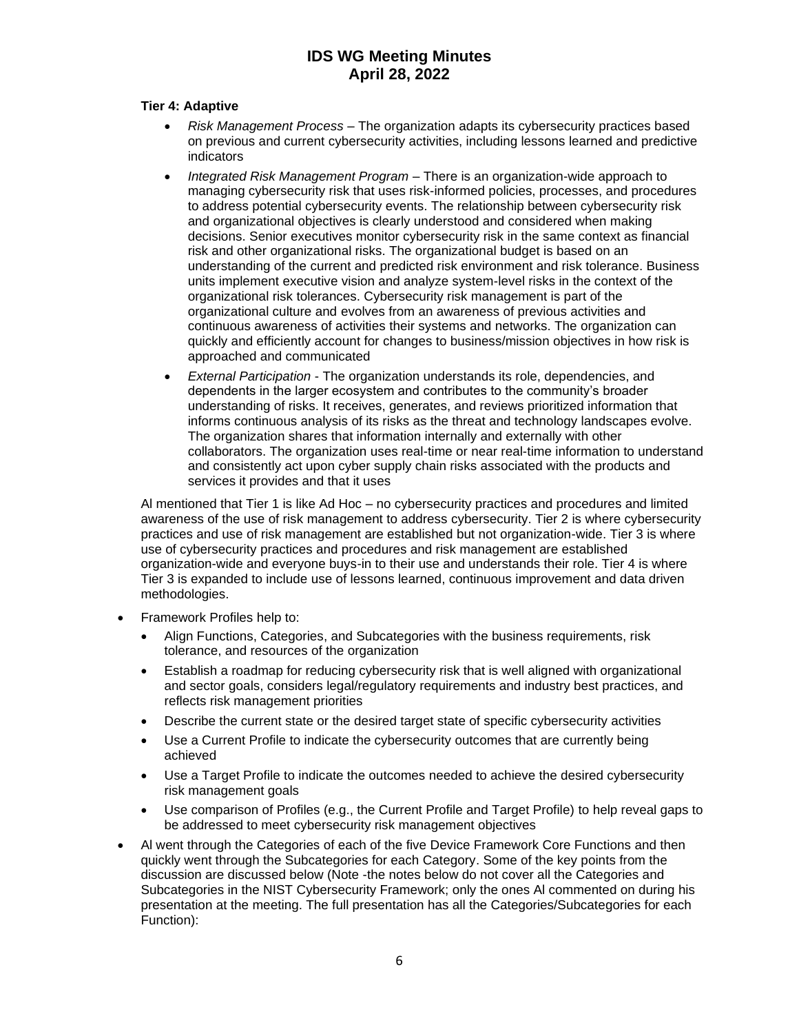**Tier 4: Adaptive**

- *Risk Management Process* – The organization adapts its cybersecurity practices based on previous and current cybersecurity activities, including lessons learned and predictive indicators
- *Integrated Risk Management Program* – There is an organization-wide approach to managing cybersecurity risk that uses risk-informed policies, processes, and procedures to address potential cybersecurity events. The relationship between cybersecurity risk and organizational objectives is clearly understood and considered when making decisions. Senior executives monitor cybersecurity risk in the same context as financial risk and other organizational risks. The organizational budget is based on an understanding of the current and predicted risk environment and risk tolerance. Business units implement executive vision and analyze system-level risks in the context of the organizational risk tolerances. Cybersecurity risk management is part of the organizational culture and evolves from an awareness of previous activities and continuous awareness of activities their systems and networks. The organization can quickly and efficiently account for changes to business/mission objectives in how risk is approached and communicated
- *External Participation* - The organization understands its role, dependencies, and dependents in the larger ecosystem and contributes to the community's broader understanding of risks. It receives, generates, and reviews prioritized information that informs continuous analysis of its risks as the threat and technology landscapes evolve. The organization shares that information internally and externally with other collaborators. The organization uses real-time or near real-time information to understand and consistently act upon cyber supply chain risks associated with the products and services it provides and that it uses

Al mentioned that Tier 1 is like Ad Hoc – no cybersecurity practices and procedures and limited awareness of the use of risk management to address cybersecurity. Tier 2 is where cybersecurity practices and use of risk management are established but not organization-wide. Tier 3 is where use of cybersecurity practices and procedures and risk management are established organization-wide and everyone buys-in to their use and understands their role. Tier 4 is where Tier 3 is expanded to include use of lessons learned, continuous improvement and data driven methodologies.

- Framework Profiles help to:
  - Align Functions, Categories, and Subcategories with the business requirements, risk tolerance, and resources of the organization
  - Establish a roadmap for reducing cybersecurity risk that is well aligned with organizational and sector goals, considers legal/regulatory requirements and industry best practices, and reflects risk management priorities
  - Describe the current state or the desired target state of specific cybersecurity activities
  - Use a Current Profile to indicate the cybersecurity outcomes that are currently being achieved
  - Use a Target Profile to indicate the outcomes needed to achieve the desired cybersecurity risk management goals
  - Use comparison of Profiles (e.g., the Current Profile and Target Profile) to help reveal gaps to be addressed to meet cybersecurity risk management objectives
- Al went through the Categories of each of the five Device Framework Core Functions and then quickly went through the Subcategories for each Category. Some of the key points from the discussion are discussed below (Note -the notes below do not cover all the Categories and Subcategories in the NIST Cybersecurity Framework; only the ones Al commented on during his presentation at the meeting. The full presentation has all the Categories/Subcategories for each Function):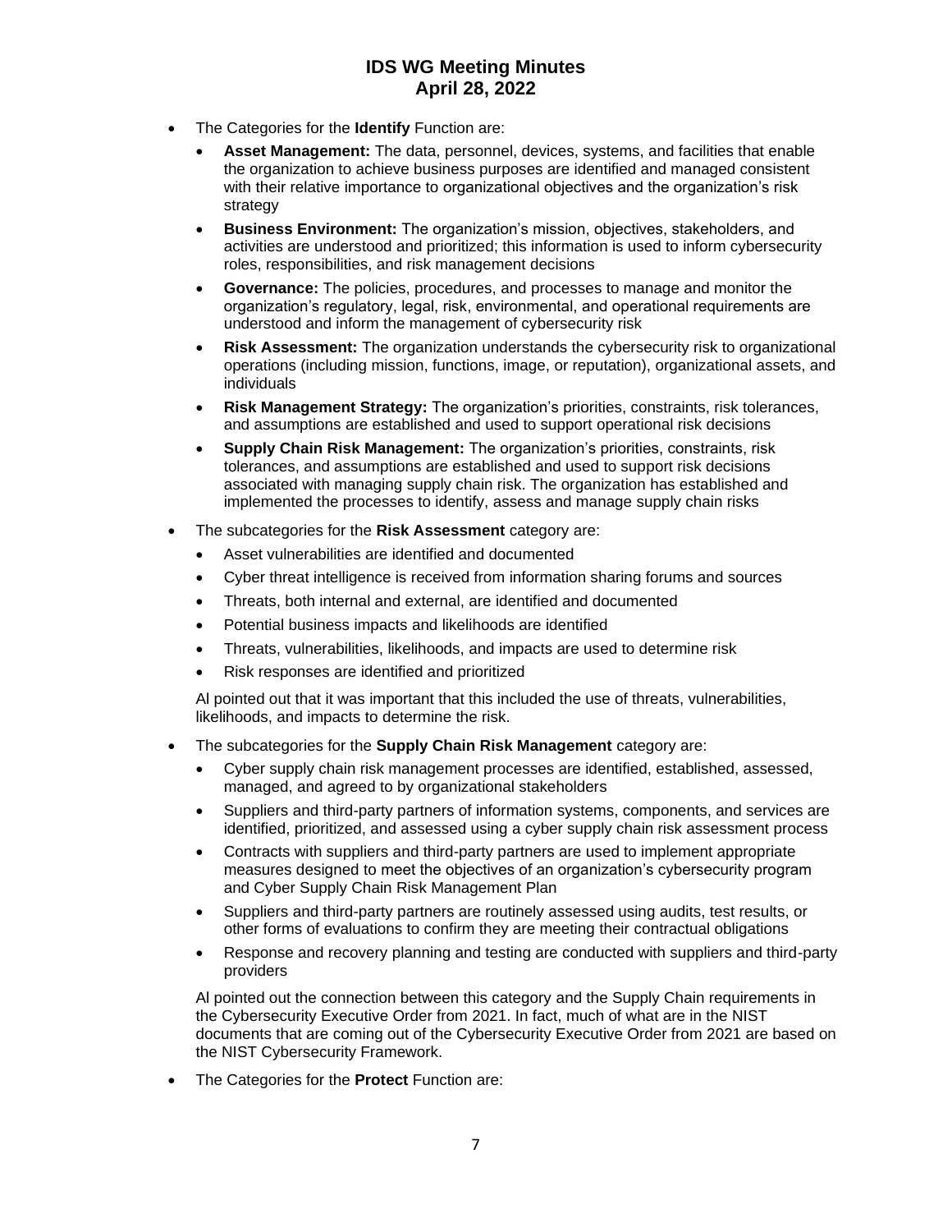- The Categories for the **Identify** Function are:
  - **Asset Management:** The data, personnel, devices, systems, and facilities that enable the organization to achieve business purposes are identified and managed consistent with their relative importance to organizational objectives and the organization's risk strategy
  - **Business Environment:** The organization's mission, objectives, stakeholders, and activities are understood and prioritized; this information is used to inform cybersecurity roles, responsibilities, and risk management decisions
  - **Governance:** The policies, procedures, and processes to manage and monitor the organization's regulatory, legal, risk, environmental, and operational requirements are understood and inform the management of cybersecurity risk
  - **Risk Assessment:** The organization understands the cybersecurity risk to organizational operations (including mission, functions, image, or reputation), organizational assets, and individuals
  - **Risk Management Strategy:** The organization's priorities, constraints, risk tolerances, and assumptions are established and used to support operational risk decisions
  - **Supply Chain Risk Management:** The organization's priorities, constraints, risk tolerances, and assumptions are established and used to support risk decisions associated with managing supply chain risk. The organization has established and implemented the processes to identify, assess and manage supply chain risks
- The subcategories for the **Risk Assessment** category are:
  - Asset vulnerabilities are identified and documented
  - Cyber threat intelligence is received from information sharing forums and sources
  - Threats, both internal and external, are identified and documented
  - Potential business impacts and likelihoods are identified
  - Threats, vulnerabilities, likelihoods, and impacts are used to determine risk
  - Risk responses are identified and prioritized

  Al pointed out that it was important that this included the use of threats, vulnerabilities, likelihoods, and impacts to determine the risk.
- The subcategories for the **Supply Chain Risk Management** category are:
  - Cyber supply chain risk management processes are identified, established, assessed, managed, and agreed to by organizational stakeholders
  - Suppliers and third-party partners of information systems, components, and services are identified, prioritized, and assessed using a cyber supply chain risk assessment process
  - Contracts with suppliers and third-party partners are used to implement appropriate measures designed to meet the objectives of an organization's cybersecurity program and Cyber Supply Chain Risk Management Plan
  - Suppliers and third-party partners are routinely assessed using audits, test results, or other forms of evaluations to confirm they are meeting their contractual obligations
  - Response and recovery planning and testing are conducted with suppliers and third-party providers

  Al pointed out the connection between this category and the Supply Chain requirements in the Cybersecurity Executive Order from 2021. In fact, much of what are in the NIST documents that are coming out of the Cybersecurity Executive Order from 2021 are based on the NIST Cybersecurity Framework.
- The Categories for the **Protect** Function are: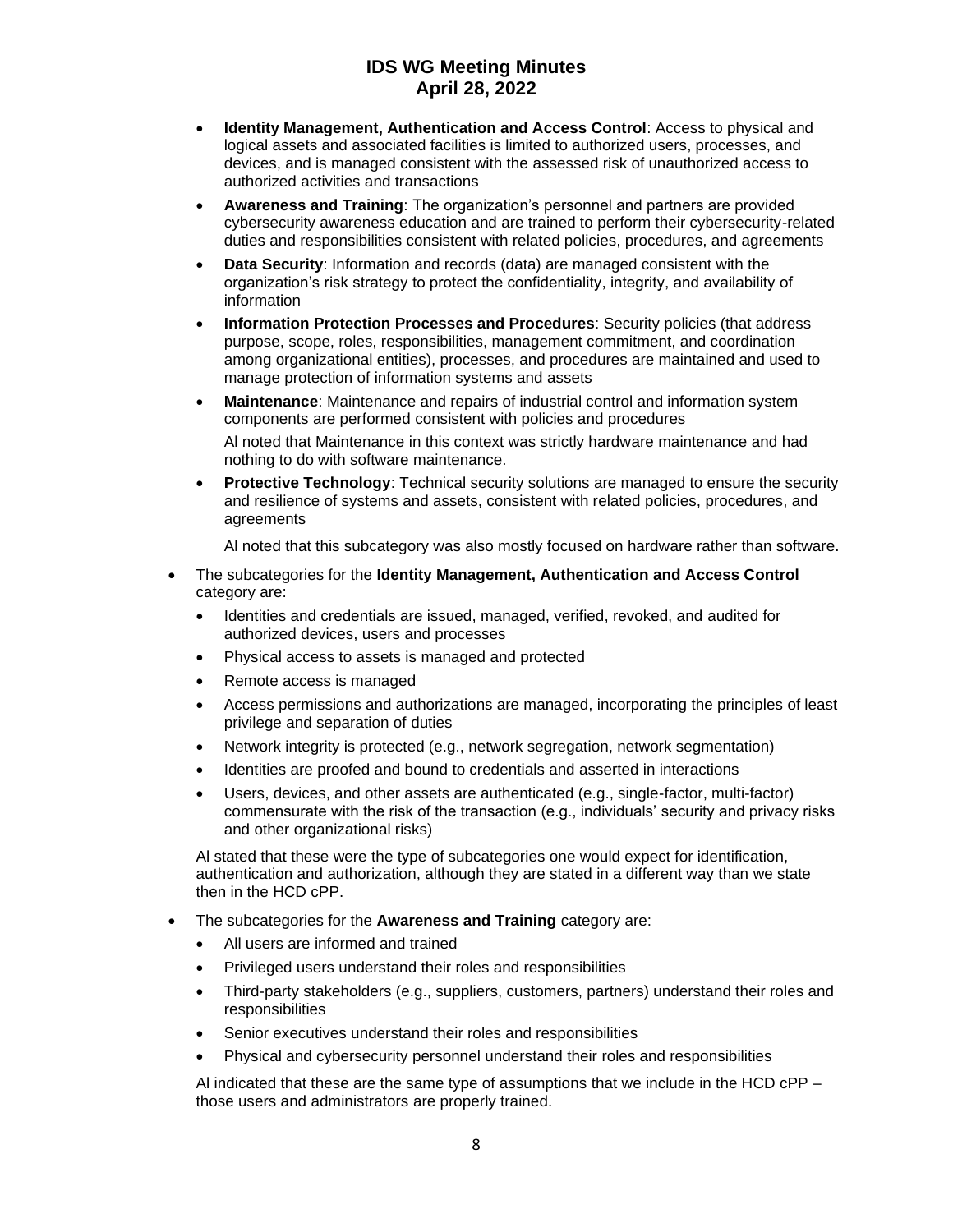- **Identity Management, Authentication and Access Control**: Access to physical and logical assets and associated facilities is limited to authorized users, processes, and devices, and is managed consistent with the assessed risk of unauthorized access to authorized activities and transactions
- **Awareness and Training**: The organization's personnel and partners are provided cybersecurity awareness education and are trained to perform their cybersecurity-related duties and responsibilities consistent with related policies, procedures, and agreements
- **Data Security**: Information and records (data) are managed consistent with the organization's risk strategy to protect the confidentiality, integrity, and availability of information
- **Information Protection Processes and Procedures**: Security policies (that address purpose, scope, roles, responsibilities, management commitment, and coordination among organizational entities), processes, and procedures are maintained and used to manage protection of information systems and assets
- **Maintenance**: Maintenance and repairs of industrial control and information system components are performed consistent with policies and procedures

  Al noted that Maintenance in this context was strictly hardware maintenance and had nothing to do with software maintenance.
- **Protective Technology**: Technical security solutions are managed to ensure the security and resilience of systems and assets, consistent with related policies, procedures, and agreements

  Al noted that this subcategory was also mostly focused on hardware rather than software.

- The subcategories for the **Identity Management, Authentication and Access Control** category are:
  - Identities and credentials are issued, managed, verified, revoked, and audited for authorized devices, users and processes
  - Physical access to assets is managed and protected
  - Remote access is managed
  - Access permissions and authorizations are managed, incorporating the principles of least privilege and separation of duties
  - Network integrity is protected (e.g., network segregation, network segmentation)
  - Identities are proofed and bound to credentials and asserted in interactions
  - Users, devices, and other assets are authenticated (e.g., single-factor, multi-factor) commensurate with the risk of the transaction (e.g., individuals' security and privacy risks and other organizational risks)

  Al stated that these were the type of subcategories one would expect for identification, authentication and authorization, although they are stated in a different way than we state then in the HCD cPP.

- The subcategories for the **Awareness and Training** category are:
  - All users are informed and trained
  - Privileged users understand their roles and responsibilities
  - Third-party stakeholders (e.g., suppliers, customers, partners) understand their roles and responsibilities
  - Senior executives understand their roles and responsibilities
  - Physical and cybersecurity personnel understand their roles and responsibilities

  Al indicated that these are the same type of assumptions that we include in the HCD cPP – those users and administrators are properly trained.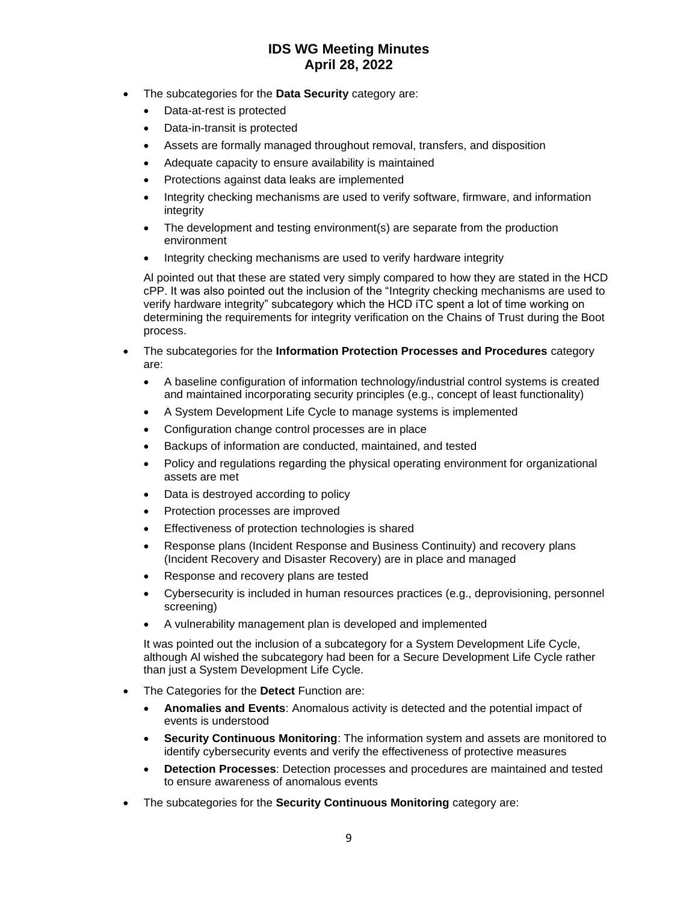- The subcategories for the **Data Security** category are:
  - Data-at-rest is protected
  - Data-in-transit is protected
  - Assets are formally managed throughout removal, transfers, and disposition
  - Adequate capacity to ensure availability is maintained
  - Protections against data leaks are implemented
  - Integrity checking mechanisms are used to verify software, firmware, and information integrity
  - The development and testing environment(s) are separate from the production environment
  - Integrity checking mechanisms are used to verify hardware integrity

  Al pointed out that these are stated very simply compared to how they are stated in the HCD cPP. It was also pointed out the inclusion of the "Integrity checking mechanisms are used to verify hardware integrity" subcategory which the HCD iTC spent a lot of time working on determining the requirements for integrity verification on the Chains of Trust during the Boot process.

- The subcategories for the **Information Protection Processes and Procedures** category are:
  - A baseline configuration of information technology/industrial control systems is created and maintained incorporating security principles (e.g., concept of least functionality)
  - A System Development Life Cycle to manage systems is implemented
  - Configuration change control processes are in place
  - Backups of information are conducted, maintained, and tested
  - Policy and regulations regarding the physical operating environment for organizational assets are met
  - Data is destroyed according to policy
  - Protection processes are improved
  - Effectiveness of protection technologies is shared
  - Response plans (Incident Response and Business Continuity) and recovery plans (Incident Recovery and Disaster Recovery) are in place and managed
  - Response and recovery plans are tested
  - Cybersecurity is included in human resources practices (e.g., deprovisioning, personnel screening)
  - A vulnerability management plan is developed and implemented

  It was pointed out the inclusion of a subcategory for a System Development Life Cycle, although Al wished the subcategory had been for a Secure Development Life Cycle rather than just a System Development Life Cycle.

- The Categories for the **Detect** Function are:
  - **Anomalies and Events**: Anomalous activity is detected and the potential impact of events is understood
  - **Security Continuous Monitoring**: The information system and assets are monitored to identify cybersecurity events and verify the effectiveness of protective measures
  - **Detection Processes**: Detection processes and procedures are maintained and tested to ensure awareness of anomalous events

- The subcategories for the **Security Continuous Monitoring** category are: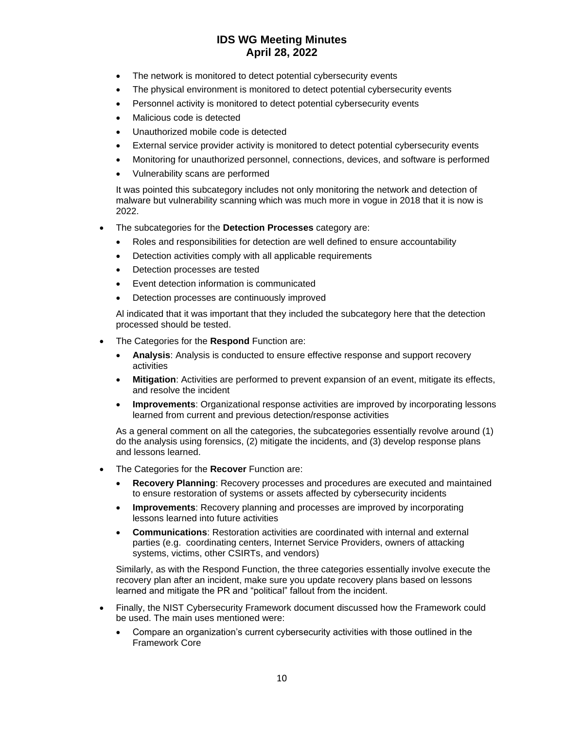- The network is monitored to detect potential cybersecurity events
- The physical environment is monitored to detect potential cybersecurity events
- Personnel activity is monitored to detect potential cybersecurity events
- Malicious code is detected
- Unauthorized mobile code is detected
- External service provider activity is monitored to detect potential cybersecurity events
- Monitoring for unauthorized personnel, connections, devices, and software is performed
- Vulnerability scans are performed

It was pointed this subcategory includes not only monitoring the network and detection of malware but vulnerability scanning which was much more in vogue in 2018 that it is now is 2022.

- The subcategories for the **Detection Processes** category are:
  - Roles and responsibilities for detection are well defined to ensure accountability
  - Detection activities comply with all applicable requirements
  - Detection processes are tested
  - Event detection information is communicated
  - Detection processes are continuously improved

  Al indicated that it was important that they included the subcategory here that the detection processed should be tested.

- The Categories for the **Respond** Function are:
  - **Analysis**: Analysis is conducted to ensure effective response and support recovery activities
  - **Mitigation**: Activities are performed to prevent expansion of an event, mitigate its effects, and resolve the incident
  - **Improvements**: Organizational response activities are improved by incorporating lessons learned from current and previous detection/response activities

  As a general comment on all the categories, the subcategories essentially revolve around (1) do the analysis using forensics, (2) mitigate the incidents, and (3) develop response plans and lessons learned.

- The Categories for the **Recover** Function are:
  - **Recovery Planning**: Recovery processes and procedures are executed and maintained to ensure restoration of systems or assets affected by cybersecurity incidents
  - **Improvements**: Recovery planning and processes are improved by incorporating lessons learned into future activities
  - **Communications**: Restoration activities are coordinated with internal and external parties (e.g. coordinating centers, Internet Service Providers, owners of attacking systems, victims, other CSIRTs, and vendors)

  Similarly, as with the Respond Function, the three categories essentially involve execute the recovery plan after an incident, make sure you update recovery plans based on lessons learned and mitigate the PR and "political" fallout from the incident.

- Finally, the NIST Cybersecurity Framework document discussed how the Framework could be used. The main uses mentioned were:
  - Compare an organization's current cybersecurity activities with those outlined in the Framework Core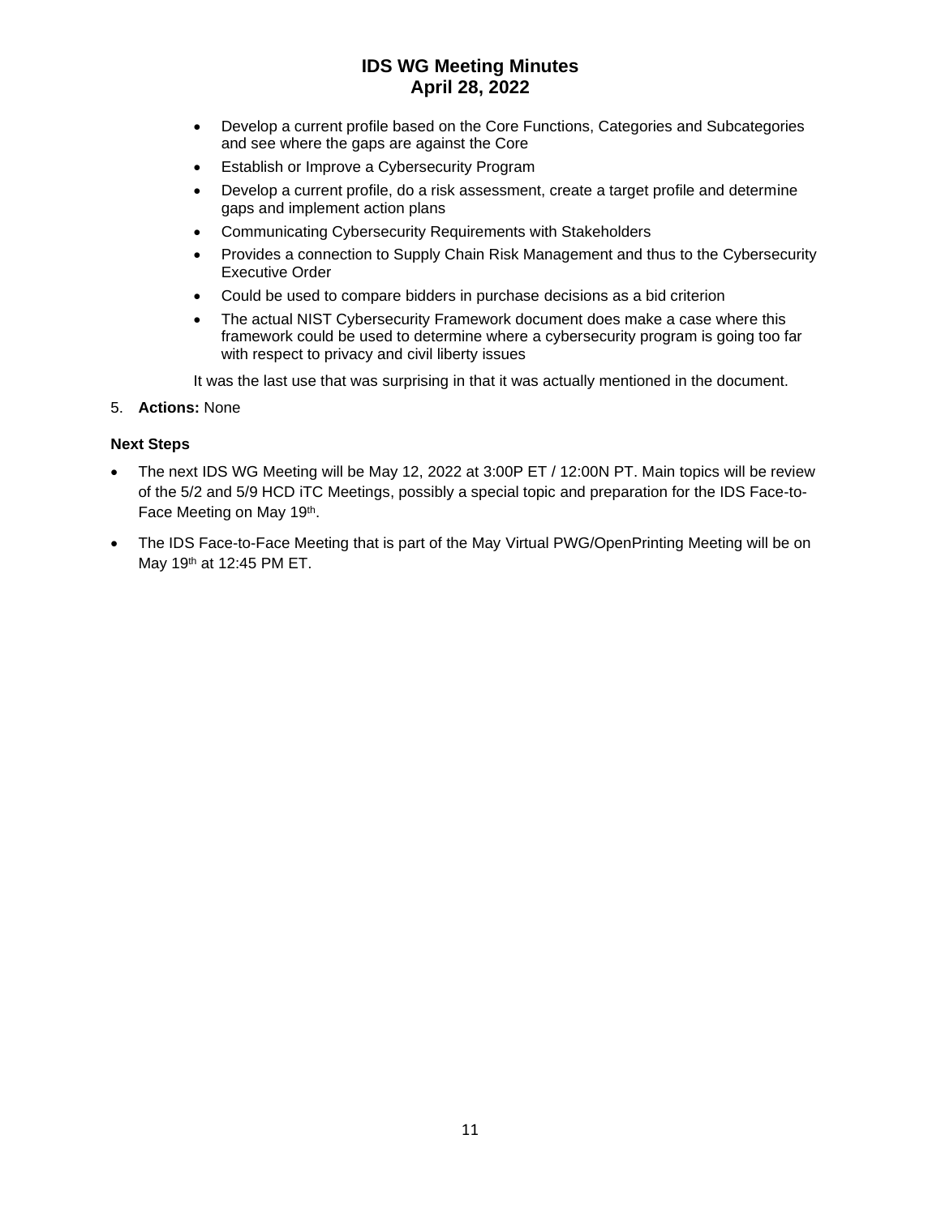- Develop a current profile based on the Core Functions, Categories and Subcategories and see where the gaps are against the Core
- Establish or Improve a Cybersecurity Program
- Develop a current profile, do a risk assessment, create a target profile and determine gaps and implement action plans
- Communicating Cybersecurity Requirements with Stakeholders
- Provides a connection to Supply Chain Risk Management and thus to the Cybersecurity Executive Order
- Could be used to compare bidders in purchase decisions as a bid criterion
- The actual NIST Cybersecurity Framework document does make a case where this framework could be used to determine where a cybersecurity program is going too far with respect to privacy and civil liberty issues

It was the last use that was surprising in that it was actually mentioned in the document.

5. **Actions:** None

**Next Steps**

- The next IDS WG Meeting will be May 12, 2022 at 3:00P ET / 12:00N PT. Main topics will be review of the 5/2 and 5/9 HCD iTC Meetings, possibly a special topic and preparation for the IDS Face-to-Face Meeting on May 19th.
- The IDS Face-to-Face Meeting that is part of the May Virtual PWG/OpenPrinting Meeting will be on May 19th at 12:45 PM ET.